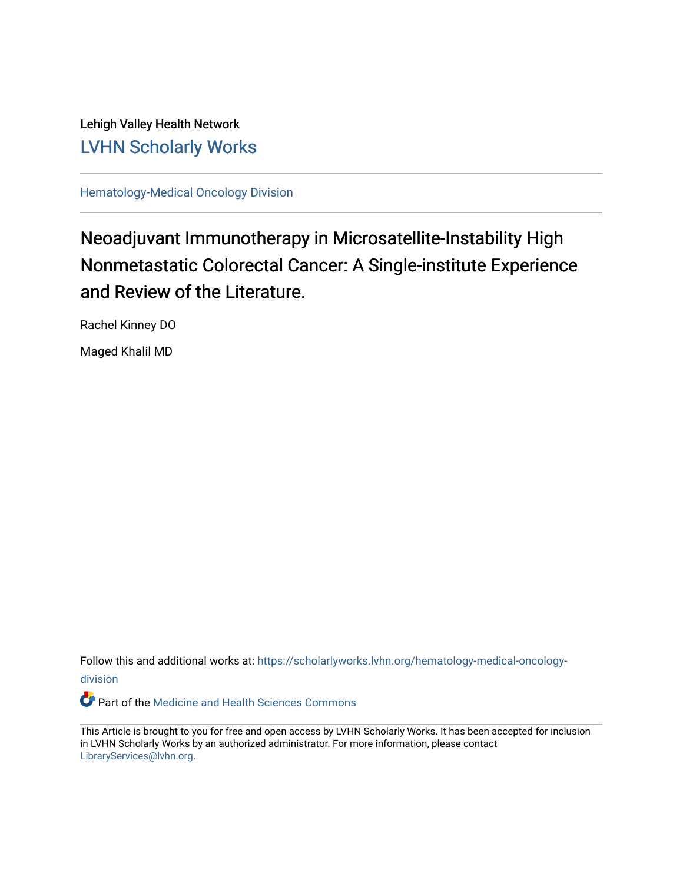Lehigh Valley Health Network

LVHN Scholarly Works

Hematology-Medical Oncology Division

# Neoadjuvant Immunotherapy in Microsatellite-Instability High Nonmetastatic Colorectal Cancer: A Single-institute Experience and Review of the Literature.

Rachel Kinney DO

Maged Khalil MD

Follow this and additional works at: https://scholarlyworks.lvhn.org/hematology-medical-oncology-division

Part of the Medicine and Health Sciences Commons

This Article is brought to you for free and open access by LVHN Scholarly Works. It has been accepted for inclusion in LVHN Scholarly Works by an authorized administrator. For more information, please contact LibraryServices@lvhn.org.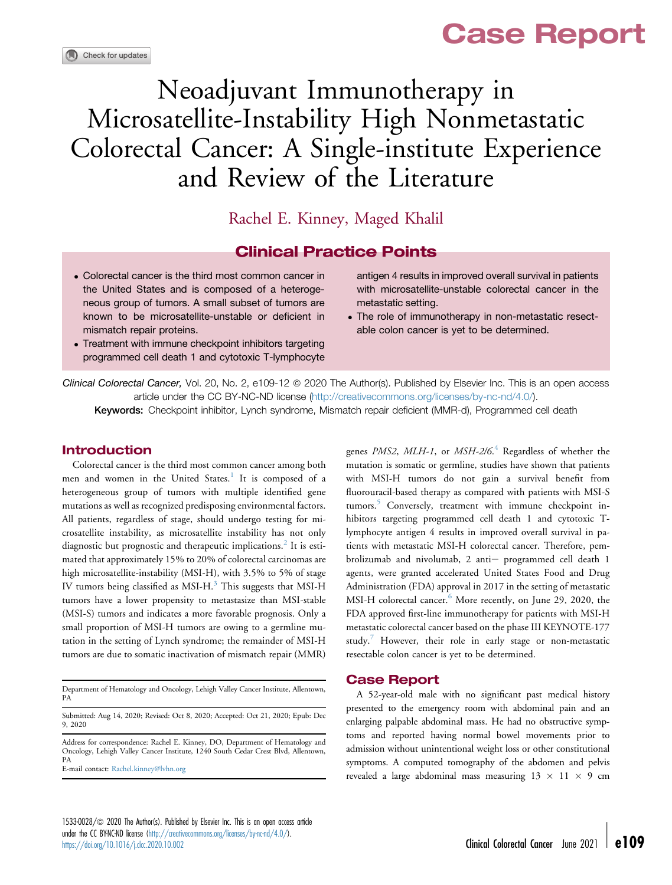# Case Report

# Neoadjuvant Immunotherapy in Microsatellite-Instability High Nonmetastatic Colorectal Cancer: A Single-institute Experience and Review of the Literature

Rachel E. Kinney, Maged Khalil

## Clinical Practice Points

- Colorectal cancer is the third most common cancer in the United States and is composed of a heterogeneous group of tumors. A small subset of tumors are known to be microsatellite-unstable or deficient in mismatch repair proteins.
- Treatment with immune checkpoint inhibitors targeting programmed cell death 1 and cytotoxic T-lymphocyte antigen 4 results in improved overall survival in patients with microsatellite-unstable colorectal cancer in the metastatic setting.
- The role of immunotherapy in non-metastatic resectable colon cancer is yet to be determined.

*Clinical Colorectal Cancer,* Vol. 20, No. 2, e109-12 © 2020 The Author(s). Published by Elsevier Inc. This is an open access article under the CC BY-NC-ND license (http://creativecommons.org/licenses/by-nc-nd/4.0/).

**Keywords:** Checkpoint inhibitor, Lynch syndrome, Mismatch repair deficient (MMR-d), Programmed cell death

## Introduction

Colorectal cancer is the third most common cancer among both men and women in the United States.[1] It is composed of a heterogeneous group of tumors with multiple identified gene mutations as well as recognized predisposing environmental factors. All patients, regardless of stage, should undergo testing for microsatellite instability, as microsatellite instability has not only diagnostic but prognostic and therapeutic implications.[2] It is estimated that approximately 15% to 20% of colorectal carcinomas are high microsatellite-instability (MSI-H), with 3.5% to 5% of stage IV tumors being classified as MSI-H.[3] This suggests that MSI-H tumors have a lower propensity to metastasize than MSI-stable (MSI-S) tumors and indicates a more favorable prognosis. Only a small proportion of MSI-H tumors are owing to a germline mutation in the setting of Lynch syndrome; the remainder of MSI-H tumors are due to somatic inactivation of mismatch repair (MMR) genes *PMS2*, *MLH-1*, or *MSH-2/6*.[4] Regardless of whether the mutation is somatic or germline, studies have shown that patients with MSI-H tumors do not gain a survival benefit from fluorouracil-based therapy as compared with patients with MSI-S tumors.[5] Conversely, treatment with immune checkpoint inhibitors targeting programmed cell death 1 and cytotoxic T-lymphocyte antigen 4 results in improved overall survival in patients with metastatic MSI-H colorectal cancer. Therefore, pembrolizumab and nivolumab, 2 anti− programmed cell death 1 agents, were granted accelerated United States Food and Drug Administration (FDA) approval in 2017 in the setting of metastatic MSI-H colorectal cancer.[6] More recently, on June 29, 2020, the FDA approved first-line immunotherapy for patients with MSI-H metastatic colorectal cancer based on the phase III KEYNOTE-177 study.[7] However, their role in early stage or non-metastatic resectable colon cancer is yet to be determined.

## Case Report

A 52-year-old male with no significant past medical history presented to the emergency room with abdominal pain and an enlarging palpable abdominal mass. He had no obstructive symptoms and reported having normal bowel movements prior to admission without unintentional weight loss or other constitutional symptoms. A computed tomography of the abdomen and pelvis revealed a large abdominal mass measuring 13 × 11 × 9 cm

Department of Hematology and Oncology, Lehigh Valley Cancer Institute, Allentown, PA

Submitted: Aug 14, 2020; Revised: Oct 8, 2020; Accepted: Oct 21, 2020; Epub: Dec 9, 2020

Address for correspondence: Rachel E. Kinney, DO, Department of Hematology and Oncology, Lehigh Valley Cancer Institute, 1240 South Cedar Crest Blvd, Allentown, PA
E-mail contact: Rachel.kinney@lvhn.org

1533-0028/© 2020 The Author(s). Published by Elsevier Inc. This is an open access article under the CC BY-NC-ND license (http://creativecommons.org/licenses/by-nc-nd/4.0/).
https://doi.org/10.1016/j.clcc.2020.10.002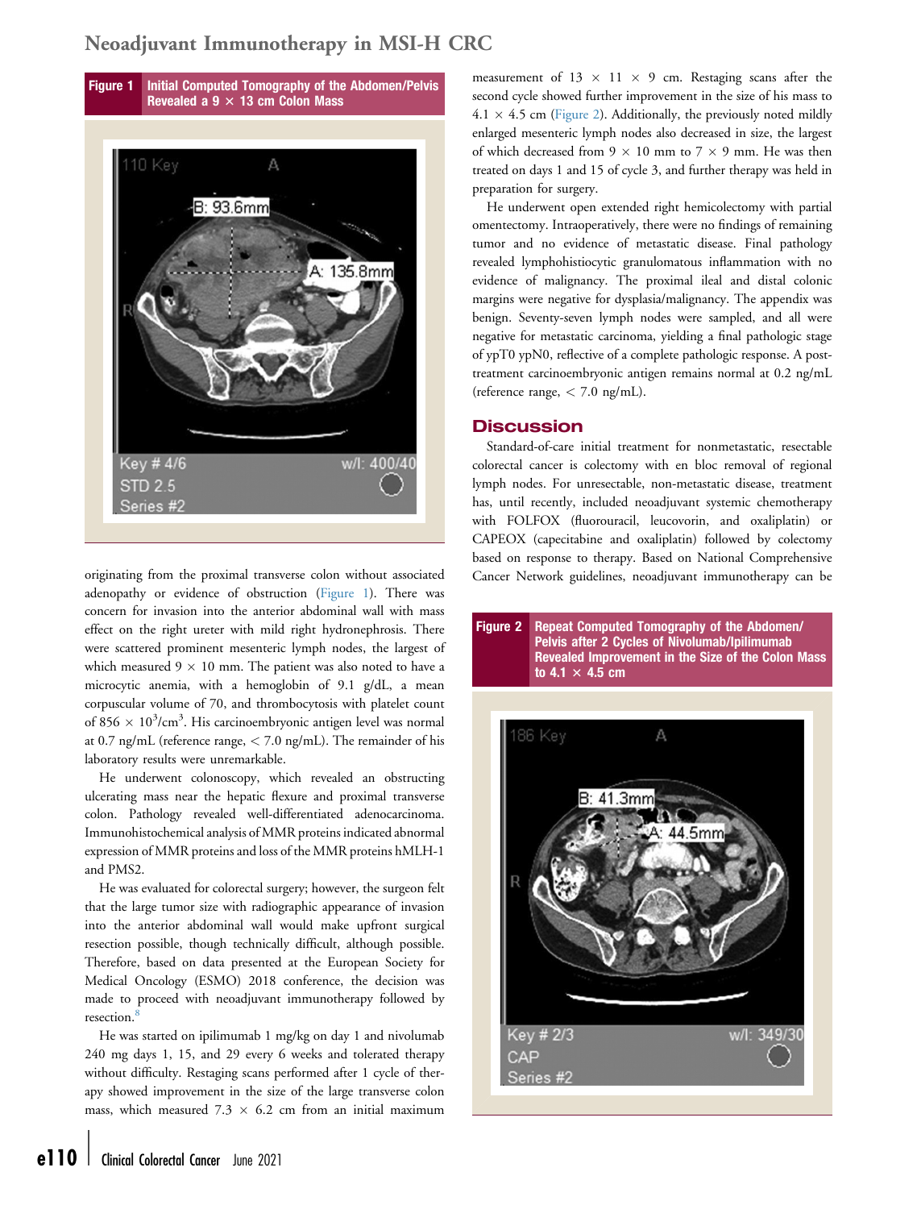**Figure 1** Initial Computed Tomography of the Abdomen/Pelvis Revealed a 9 × 13 cm Colon Mass

originating from the proximal transverse colon without associated adenopathy or evidence of obstruction (Figure 1). There was concern for invasion into the anterior abdominal wall with mass effect on the right ureter with mild right hydronephrosis. There were scattered prominent mesenteric lymph nodes, the largest of which measured 9 × 10 mm. The patient was also noted to have a microcytic anemia, with a hemoglobin of 9.1 g/dL, a mean corpuscular volume of 70, and thrombocytosis with platelet count of 856 × $10^3$/$cm^3$. His carcinoembryonic antigen level was normal at 0.7 ng/mL (reference range, < 7.0 ng/mL). The remainder of his laboratory results were unremarkable.

He underwent colonoscopy, which revealed an obstructing ulcerating mass near the hepatic flexure and proximal transverse colon. Pathology revealed well-differentiated adenocarcinoma. Immunohistochemical analysis of MMR proteins indicated abnormal expression of MMR proteins and loss of the MMR proteins hMLH-1 and PMS2.

He was evaluated for colorectal surgery; however, the surgeon felt that the large tumor size with radiographic appearance of invasion into the anterior abdominal wall would make upfront surgical resection possible, though technically difficult, although possible. Therefore, based on data presented at the European Society for Medical Oncology (ESMO) 2018 conference, the decision was made to proceed with neoadjuvant immunotherapy followed by resection.[8]

He was started on ipilimumab 1 mg/kg on day 1 and nivolumab 240 mg days 1, 15, and 29 every 6 weeks and tolerated therapy without difficulty. Restaging scans performed after 1 cycle of therapy showed improvement in the size of the large transverse colon mass, which measured 7.3 × 6.2 cm from an initial maximum measurement of 13 × 11 × 9 cm. Restaging scans after the second cycle showed further improvement in the size of his mass to 4.1 × 4.5 cm (Figure 2). Additionally, the previously noted mildly enlarged mesenteric lymph nodes also decreased in size, the largest of which decreased from 9 × 10 mm to 7 × 9 mm. He was then treated on days 1 and 15 of cycle 3, and further therapy was held in preparation for surgery.

He underwent open extended right hemicolectomy with partial omentectomy. Intraoperatively, there were no findings of remaining tumor and no evidence of metastatic disease. Final pathology revealed lymphohistiocytic granulomatous inflammation with no evidence of malignancy. The proximal ileal and distal colonic margins were negative for dysplasia/malignancy. The appendix was benign. Seventy-seven lymph nodes were sampled, and all were negative for metastatic carcinoma, yielding a final pathologic stage of ypT0 ypN0, reflective of a complete pathologic response. A post-treatment carcinoembryonic antigen remains normal at 0.2 ng/mL (reference range, < 7.0 ng/mL).

## Discussion

Standard-of-care initial treatment for nonmetastatic, resectable colorectal cancer is colectomy with en bloc removal of regional lymph nodes. For unresectable, non-metastatic disease, treatment has, until recently, included neoadjuvant systemic chemotherapy with FOLFOX (fluorouracil, leucovorin, and oxaliplatin) or CAPEOX (capecitabine and oxaliplatin) followed by colectomy based on response to therapy. Based on National Comprehensive Cancer Network guidelines, neoadjuvant immunotherapy can be

**Figure 2** Repeat Computed Tomography of the Abdomen/Pelvis after 2 Cycles of Nivolumab/Ipilimumab Revealed Improvement in the Size of the Colon Mass to 4.1 × 4.5 cm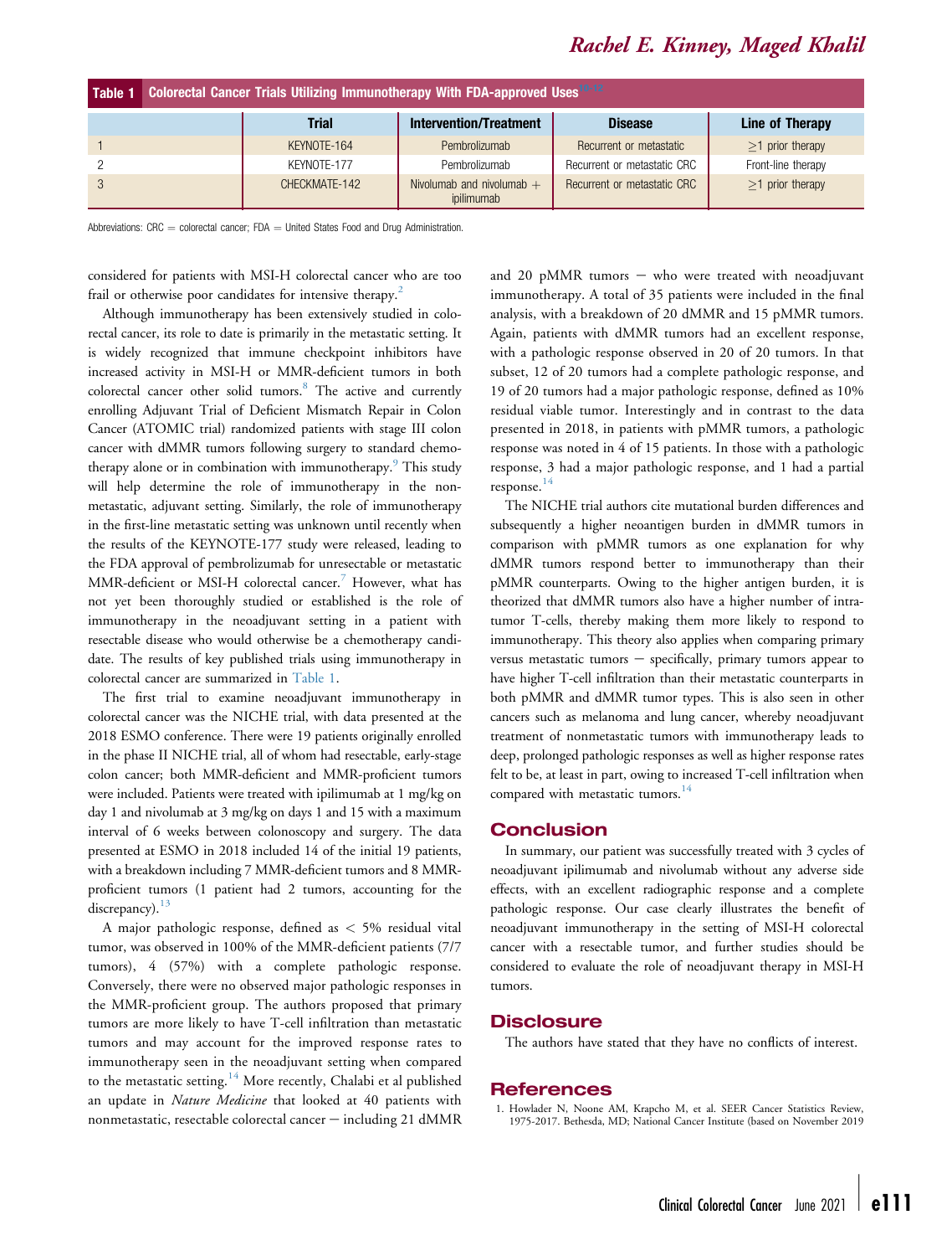**Table 1 Colorectal Cancer Trials Utilizing Immunotherapy With FDA-approved Uses[10-12]**

| | Trial | Intervention/Treatment | Disease | Line of Therapy |
|---|---|---|---|---|
| 1 | KEYNOTE-164 | Pembrolizumab | Recurrent or metastatic | ≥1 prior therapy |
| 2 | KEYNOTE-177 | Pembrolizumab | Recurrent or metastatic CRC | Front-line therapy |
| 3 | CHECKMATE-142 | Nivolumab and nivolumab + ipilimumab | Recurrent or metastatic CRC | ≥1 prior therapy |

Abbreviations: CRC = colorectal cancer; FDA = United States Food and Drug Administration.

considered for patients with MSI-H colorectal cancer who are too frail or otherwise poor candidates for intensive therapy.[2]

Although immunotherapy has been extensively studied in colorectal cancer, its role to date is primarily in the metastatic setting. It is widely recognized that immune checkpoint inhibitors have increased activity in MSI-H or MMR-deficient tumors in both colorectal cancer other solid tumors.[8] The active and currently enrolling Adjuvant Trial of Deficient Mismatch Repair in Colon Cancer (ATOMIC trial) randomized patients with stage III colon cancer with dMMR tumors following surgery to standard chemotherapy alone or in combination with immunotherapy.[9] This study will help determine the role of immunotherapy in the nonmetastatic, adjuvant setting. Similarly, the role of immunotherapy in the first-line metastatic setting was unknown until recently when the results of the KEYNOTE-177 study were released, leading to the FDA approval of pembrolizumab for unresectable or metastatic MMR-deficient or MSI-H colorectal cancer.[7] However, what has not yet been thoroughly studied or established is the role of immunotherapy in the neoadjuvant setting in a patient with resectable disease who would otherwise be a chemotherapy candidate. The results of key published trials using immunotherapy in colorectal cancer are summarized in Table 1.

The first trial to examine neoadjuvant immunotherapy in colorectal cancer was the NICHE trial, with data presented at the 2018 ESMO conference. There were 19 patients originally enrolled in the phase II NICHE trial, all of whom had resectable, early-stage colon cancer; both MMR-deficient and MMR-proficient tumors were included. Patients were treated with ipilimumab at 1 mg/kg on day 1 and nivolumab at 3 mg/kg on days 1 and 15 with a maximum interval of 6 weeks between colonoscopy and surgery. The data presented at ESMO in 2018 included 14 of the initial 19 patients, with a breakdown including 7 MMR-deficient tumors and 8 MMR-proficient tumors (1 patient had 2 tumors, accounting for the discrepancy).[13]

A major pathologic response, defined as < 5% residual vital tumor, was observed in 100% of the MMR-deficient patients (7/7 tumors), 4 (57%) with a complete pathologic response. Conversely, there were no observed major pathologic responses in the MMR-proficient group. The authors proposed that primary tumors are more likely to have T-cell infiltration than metastatic tumors and may account for the improved response rates to immunotherapy seen in the neoadjuvant setting when compared to the metastatic setting.[14] More recently, Chalabi et al published an update in *Nature Medicine* that looked at 40 patients with nonmetastatic, resectable colorectal cancer — including 21 dMMR and 20 pMMR tumors — who were treated with neoadjuvant immunotherapy. A total of 35 patients were included in the final analysis, with a breakdown of 20 dMMR and 15 pMMR tumors. Again, patients with dMMR tumors had an excellent response, with a pathologic response observed in 20 of 20 tumors. In that subset, 12 of 20 tumors had a complete pathologic response, and 19 of 20 tumors had a major pathologic response, defined as 10% residual viable tumor. Interestingly and in contrast to the data presented in 2018, in patients with pMMR tumors, a pathologic response was noted in 4 of 15 patients. In those with a pathologic response, 3 had a major pathologic response, and 1 had a partial response.[14]

The NICHE trial authors cite mutational burden differences and subsequently a higher neoantigen burden in dMMR tumors in comparison with pMMR tumors as one explanation for why dMMR tumors respond better to immunotherapy than their pMMR counterparts. Owing to the higher antigen burden, it is theorized that dMMR tumors also have a higher number of intratumor T-cells, thereby making them more likely to respond to immunotherapy. This theory also applies when comparing primary versus metastatic tumors — specifically, primary tumors appear to have higher T-cell infiltration than their metastatic counterparts in both pMMR and dMMR tumor types. This is also seen in other cancers such as melanoma and lung cancer, whereby neoadjuvant treatment of nonmetastatic tumors with immunotherapy leads to deep, prolonged pathologic responses as well as higher response rates felt to be, at least in part, owing to increased T-cell infiltration when compared with metastatic tumors.[14]

## Conclusion

In summary, our patient was successfully treated with 3 cycles of neoadjuvant ipilimumab and nivolumab without any adverse side effects, with an excellent radiographic response and a complete pathologic response. Our case clearly illustrates the benefit of neoadjuvant immunotherapy in the setting of MSI-H colorectal cancer with a resectable tumor, and further studies should be considered to evaluate the role of neoadjuvant therapy in MSI-H tumors.

## Disclosure

The authors have stated that they have no conflicts of interest.

## References

1. Howlader N, Noone AM, Krapcho M, et al. SEER Cancer Statistics Review, 1975-2017. Bethesda, MD; National Cancer Institute (based on November 2019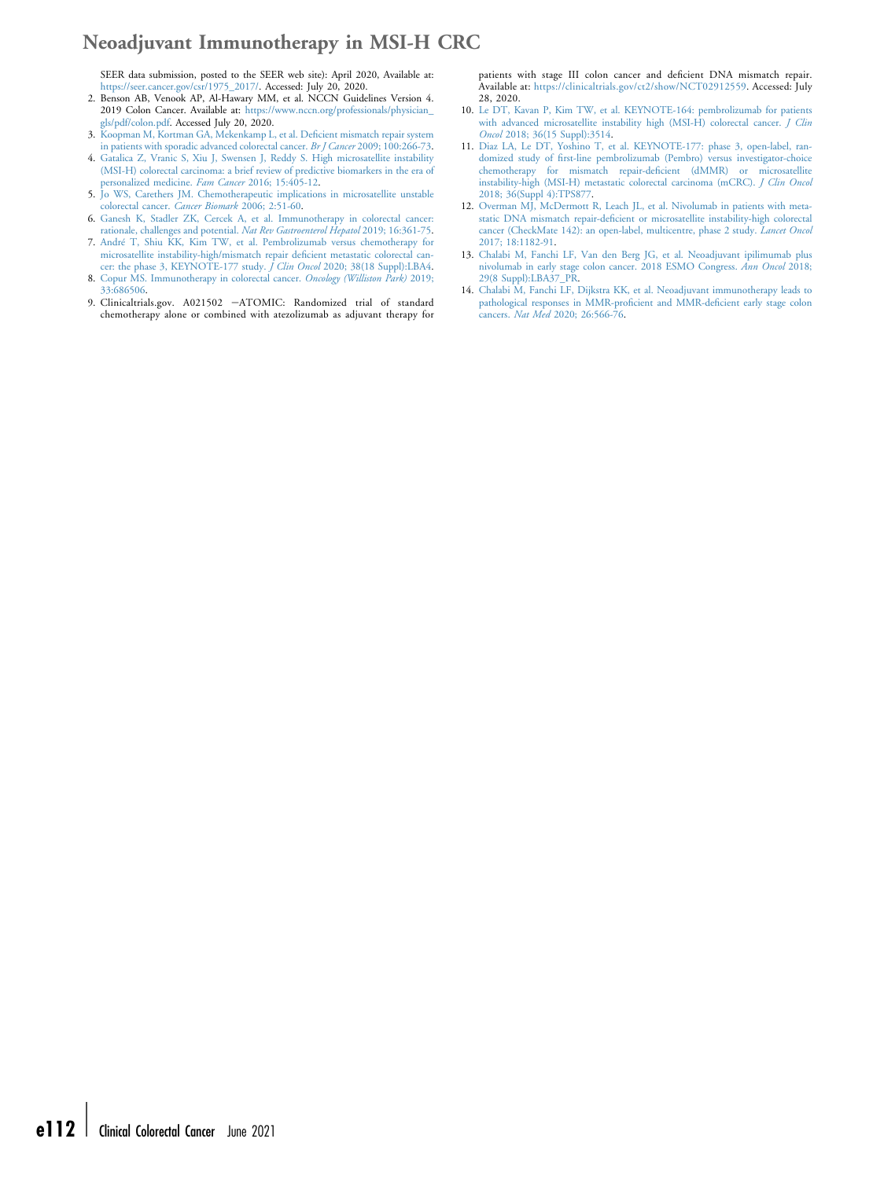SEER data submission, posted to the SEER web site): April 2020, Available at: https://seer.cancer.gov/csr/1975_2017/. Accessed: July 20, 2020.

2. Benson AB, Venook AP, Al-Hawary MM, et al. NCCN Guidelines Version 4. 2019 Colon Cancer. Available at: https://www.nccn.org/professionals/physician_gls/pdf/colon.pdf. Accessed July 20, 2020.
3. Koopman M, Kortman GA, Mekenkamp L, et al. Deficient mismatch repair system in patients with sporadic advanced colorectal cancer. *Br J Cancer* 2009; 100:266-73.
4. Gatalica Z, Vranic S, Xiu J, Swensen J, Reddy S. High microsatellite instability (MSI-H) colorectal carcinoma: a brief review of predictive biomarkers in the era of personalized medicine. *Fam Cancer* 2016; 15:405-12.
5. Jo WS, Carethers JM. Chemotherapeutic implications in microsatellite unstable colorectal cancer. *Cancer Biomark* 2006; 2:51-60.
6. Ganesh K, Stadler ZK, Cercek A, et al. Immunotherapy in colorectal cancer: rationale, challenges and potential. *Nat Rev Gastroenterol Hepatol* 2019; 16:361-75.
7. André T, Shiu KK, Kim TW, et al. Pembrolizumab versus chemotherapy for microsatellite instability-high/mismatch repair deficient metastatic colorectal cancer: the phase 3, KEYNOTE-177 study. *J Clin Oncol* 2020; 38(18 Suppl):LBA4.
8. Copur MS. Immunotherapy in colorectal cancer. *Oncology (Williston Park)* 2019; 33:686506.
9. Clinicaltrials.gov. A021502 −ATOMIC: Randomized trial of standard chemotherapy alone or combined with atezolizumab as adjuvant therapy for patients with stage III colon cancer and deficient DNA mismatch repair. Available at: https://clinicaltrials.gov/ct2/show/NCT02912559. Accessed: July 28, 2020.
10. Le DT, Kavan P, Kim TW, et al. KEYNOTE-164: pembrolizumab for patients with advanced microsatellite instability high (MSI-H) colorectal cancer. *J Clin Oncol* 2018; 36(15 Suppl):3514.
11. Diaz LA, Le DT, Yoshino T, et al. KEYNOTE-177: phase 3, open-label, randomized study of first-line pembrolizumab (Pembro) versus investigator-choice chemotherapy for mismatch repair-deficient (dMMR) or microsatellite instability-high (MSI-H) metastatic colorectal carcinoma (mCRC). *J Clin Oncol* 2018; 36(Suppl 4):TPS877.
12. Overman MJ, McDermott R, Leach JL, et al. Nivolumab in patients with metastatic DNA mismatch repair-deficient or microsatellite instability-high colorectal cancer (CheckMate 142): an open-label, multicentre, phase 2 study. *Lancet Oncol* 2017; 18:1182-91.
13. Chalabi M, Fanchi LF, Van den Berg JG, et al. Neoadjuvant ipilimumab plus nivolumab in early stage colon cancer. 2018 ESMO Congress. *Ann Oncol* 2018; 29(8 Suppl):LBA37_PR.
14. Chalabi M, Fanchi LF, Dijkstra KK, et al. Neoadjuvant immunotherapy leads to pathological responses in MMR-proficient and MMR-deficient early stage colon cancers. *Nat Med* 2020; 26:566-76.